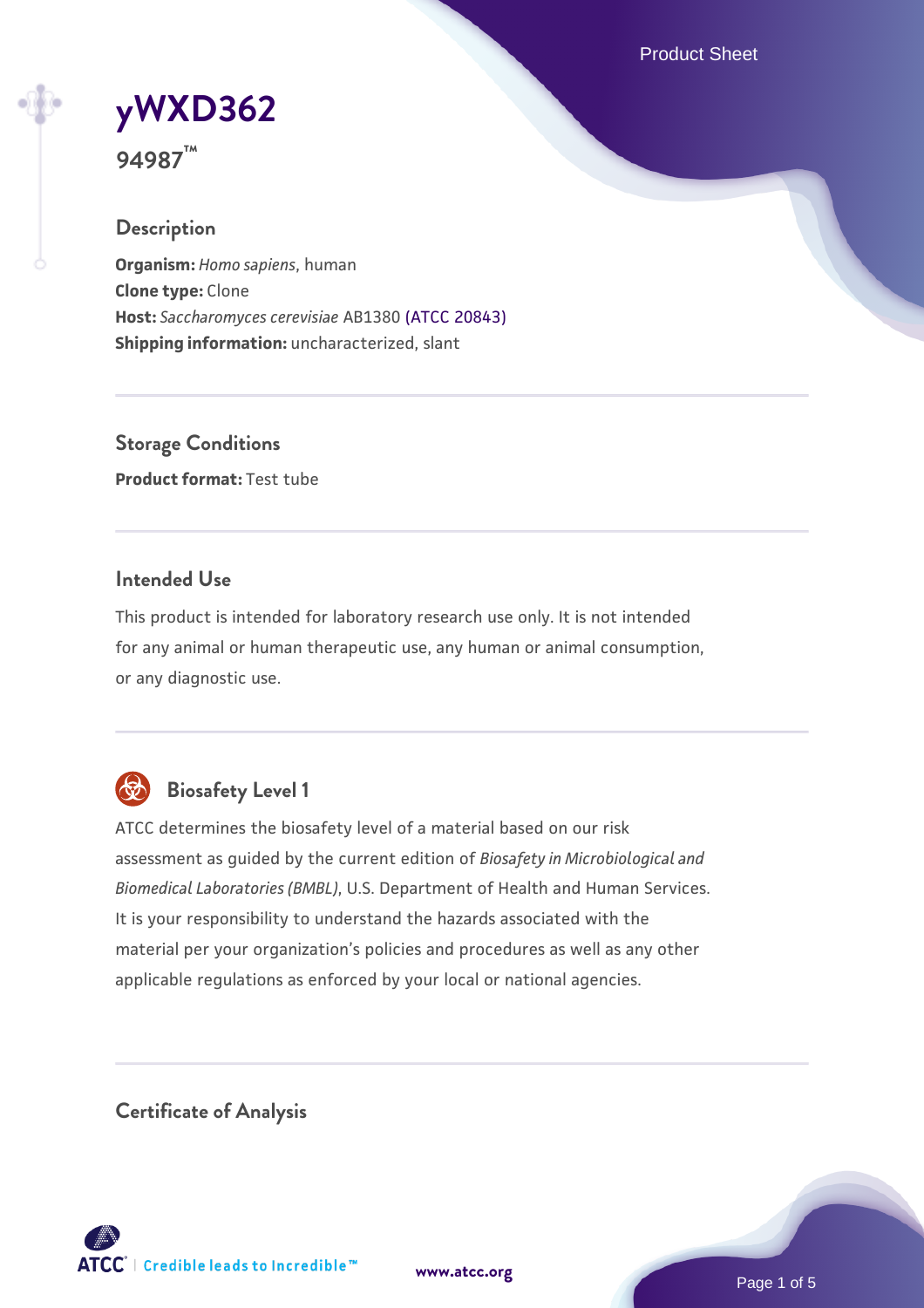# yWXD362

**94987™**

## Description

**Organism:** *Homo sapiens*, human
**Clone type:** Clone
**Host:** *Saccharomyces cerevisiae* AB1380 (ATCC 20843)
**Shipping information:** uncharacterized, slant

## Storage Conditions

**Product format:** Test tube

## Intended Use

This product is intended for laboratory research use only. It is not intended for any animal or human therapeutic use, any human or animal consumption, or any diagnostic use.

## Biosafety Level 1

ATCC determines the biosafety level of a material based on our risk assessment as guided by the current edition of *Biosafety in Microbiological and Biomedical Laboratories (BMBL)*, U.S. Department of Health and Human Services. It is your responsibility to understand the hazards associated with the material per your organization's policies and procedures as well as any other applicable regulations as enforced by your local or national agencies.

## Certificate of Analysis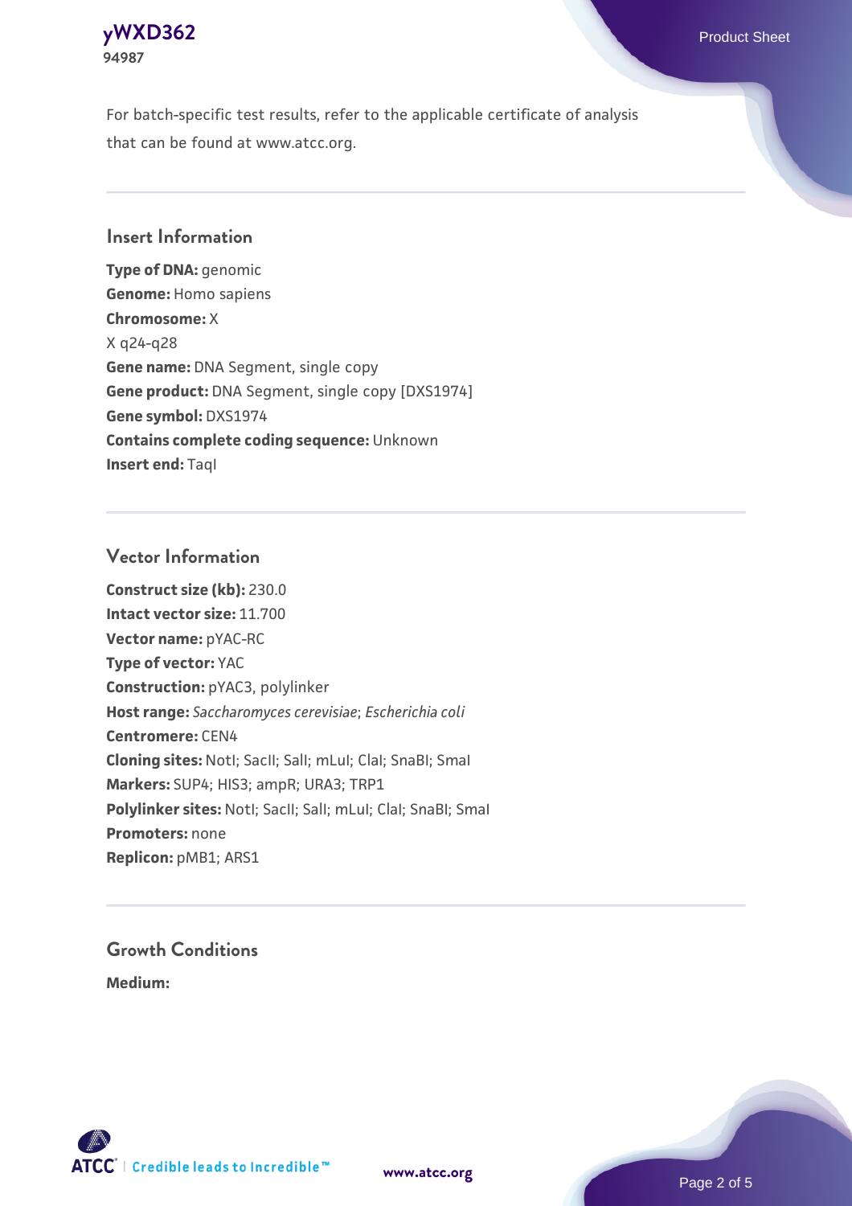For batch-specific test results, refer to the applicable certificate of analysis that can be found at www.atcc.org.

## Insert Information

**Type of DNA:** genomic
**Genome:** Homo sapiens
**Chromosome:** X
X q24-q28
**Gene name:** DNA Segment, single copy
**Gene product:** DNA Segment, single copy [DXS1974]
**Gene symbol:** DXS1974
**Contains complete coding sequence:** Unknown
**Insert end:** TaqI

## Vector Information

**Construct size (kb):** 230.0
**Intact vector size:** 11.700
**Vector name:** pYAC-RC
**Type of vector:** YAC
**Construction:** pYAC3, polylinker
**Host range:** *Saccharomyces cerevisiae*; *Escherichia coli*
**Centromere:** CEN4
**Cloning sites:** NotI; SacII; SalI; mLuI; ClaI; SnaBI; SmaI
**Markers:** SUP4; HIS3; ampR; URA3; TRP1
**Polylinker sites:** NotI; SacII; SalI; mLuI; ClaI; SnaBI; SmaI
**Promoters:** none
**Replicon:** pMB1; ARS1

## Growth Conditions

**Medium:**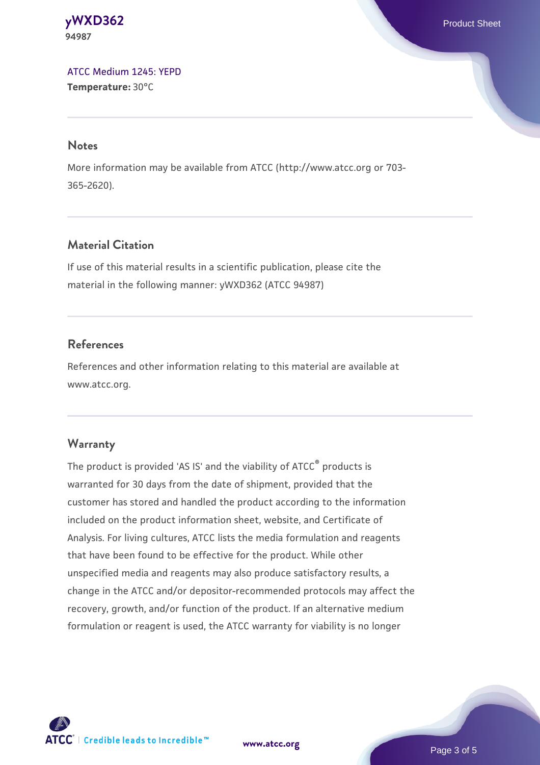ATCC Medium 1245: YEPD
**Temperature:** 30°C

## Notes

More information may be available from ATCC (http://www.atcc.org or 703-365-2620).

## Material Citation

If use of this material results in a scientific publication, please cite the material in the following manner: yWXD362 (ATCC 94987)

## References

References and other information relating to this material are available at www.atcc.org.

## Warranty

The product is provided 'AS IS' and the viability of ATCC® products is warranted for 30 days from the date of shipment, provided that the customer has stored and handled the product according to the information included on the product information sheet, website, and Certificate of Analysis. For living cultures, ATCC lists the media formulation and reagents that have been found to be effective for the product. While other unspecified media and reagents may also produce satisfactory results, a change in the ATCC and/or depositor-recommended protocols may affect the recovery, growth, and/or function of the product. If an alternative medium formulation or reagent is used, the ATCC warranty for viability is no longer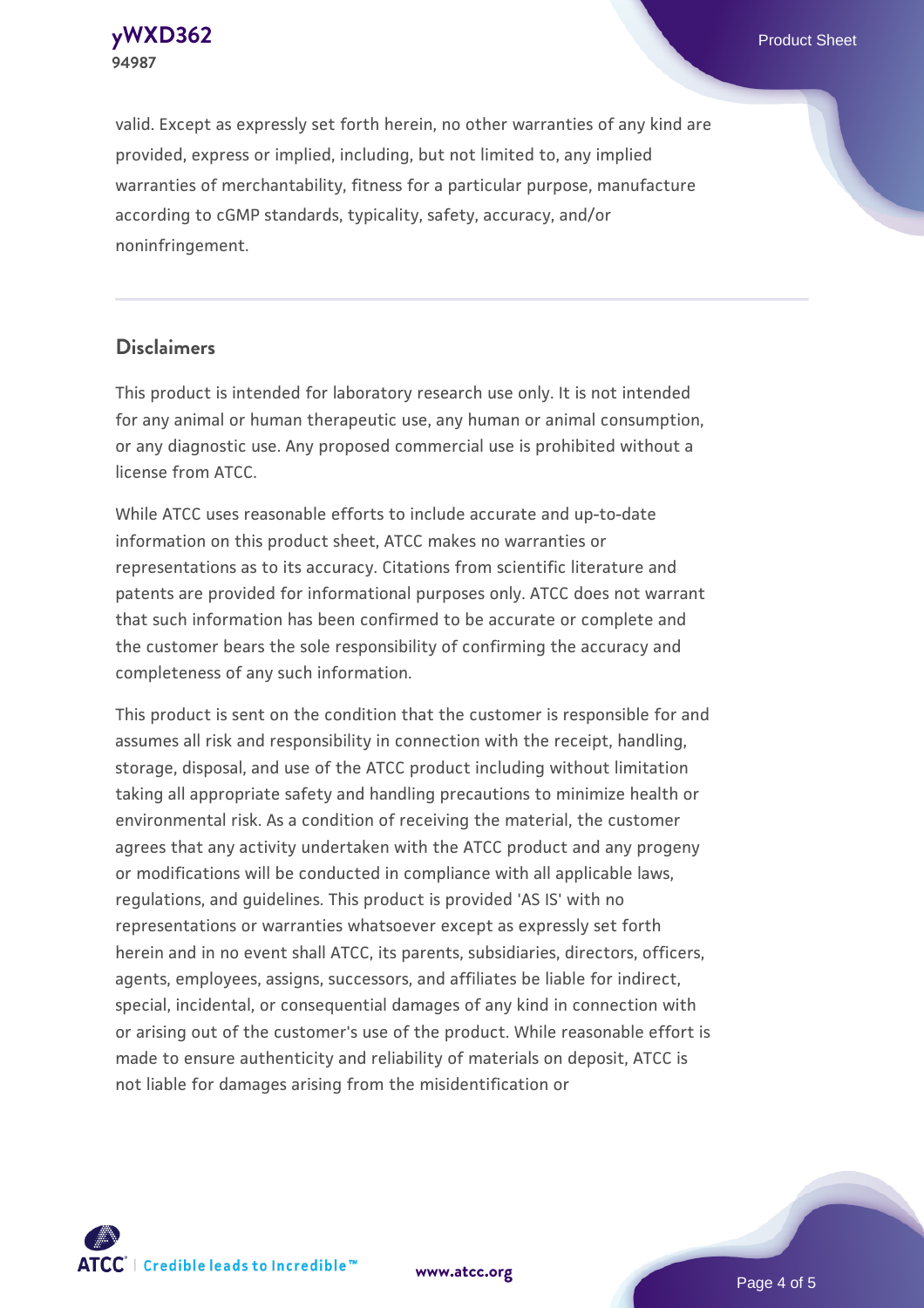valid. Except as expressly set forth herein, no other warranties of any kind are provided, express or implied, including, but not limited to, any implied warranties of merchantability, fitness for a particular purpose, manufacture according to cGMP standards, typicality, safety, accuracy, and/or noninfringement.

## Disclaimers

This product is intended for laboratory research use only. It is not intended for any animal or human therapeutic use, any human or animal consumption, or any diagnostic use. Any proposed commercial use is prohibited without a license from ATCC.

While ATCC uses reasonable efforts to include accurate and up-to-date information on this product sheet, ATCC makes no warranties or representations as to its accuracy. Citations from scientific literature and patents are provided for informational purposes only. ATCC does not warrant that such information has been confirmed to be accurate or complete and the customer bears the sole responsibility of confirming the accuracy and completeness of any such information.

This product is sent on the condition that the customer is responsible for and assumes all risk and responsibility in connection with the receipt, handling, storage, disposal, and use of the ATCC product including without limitation taking all appropriate safety and handling precautions to minimize health or environmental risk. As a condition of receiving the material, the customer agrees that any activity undertaken with the ATCC product and any progeny or modifications will be conducted in compliance with all applicable laws, regulations, and guidelines. This product is provided 'AS IS' with no representations or warranties whatsoever except as expressly set forth herein and in no event shall ATCC, its parents, subsidiaries, directors, officers, agents, employees, assigns, successors, and affiliates be liable for indirect, special, incidental, or consequential damages of any kind in connection with or arising out of the customer's use of the product. While reasonable effort is made to ensure authenticity and reliability of materials on deposit, ATCC is not liable for damages arising from the misidentification or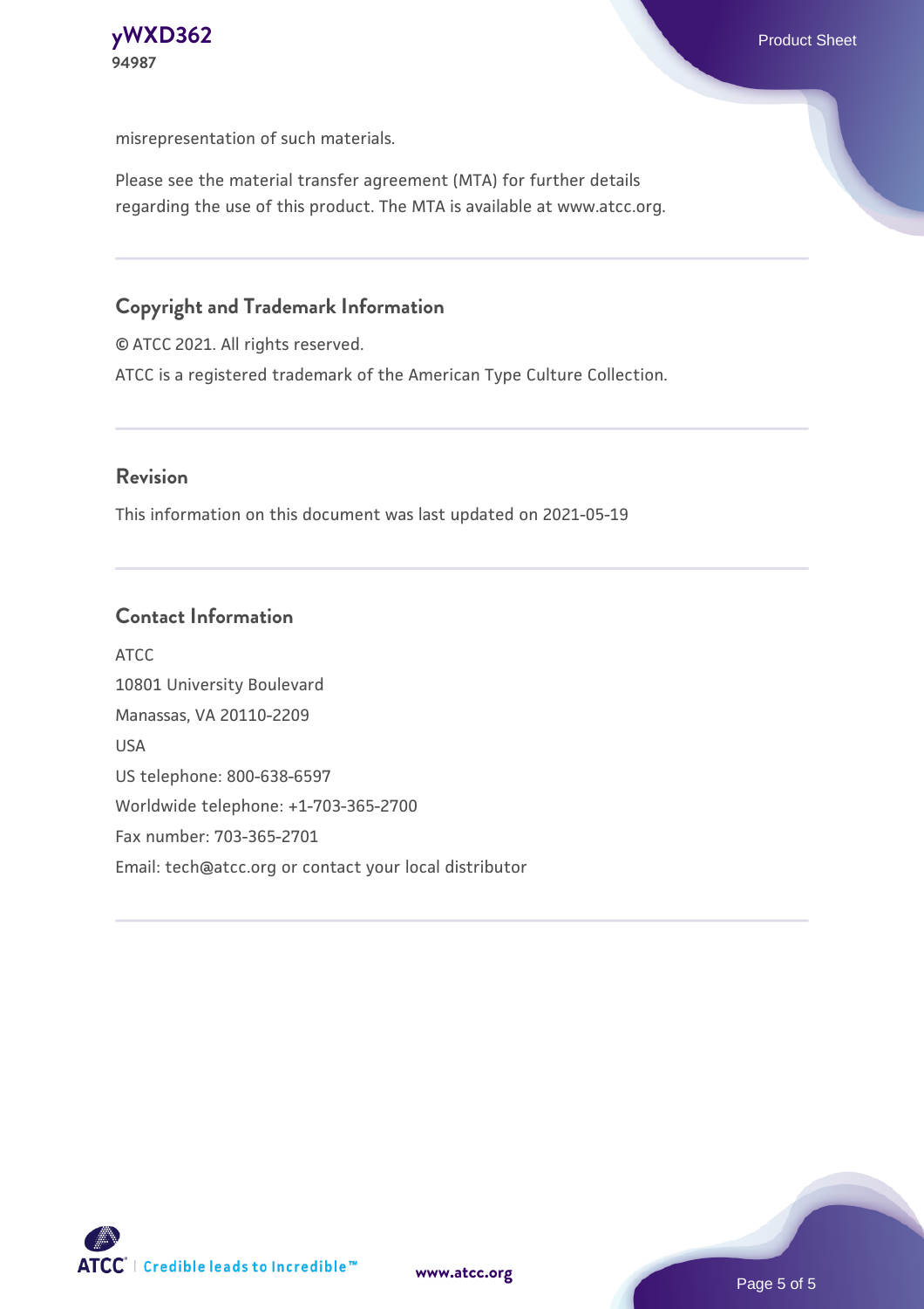misrepresentation of such materials.

Please see the material transfer agreement (MTA) for further details regarding the use of this product. The MTA is available at www.atcc.org.

## Copyright and Trademark Information

© ATCC 2021. All rights reserved.

ATCC is a registered trademark of the American Type Culture Collection.

## Revision

This information on this document was last updated on 2021-05-19

## Contact Information

ATCC
10801 University Boulevard
Manassas, VA 20110-2209
USA
US telephone: 800-638-6597
Worldwide telephone: +1-703-365-2700
Fax number: 703-365-2701
Email: tech@atcc.org or contact your local distributor